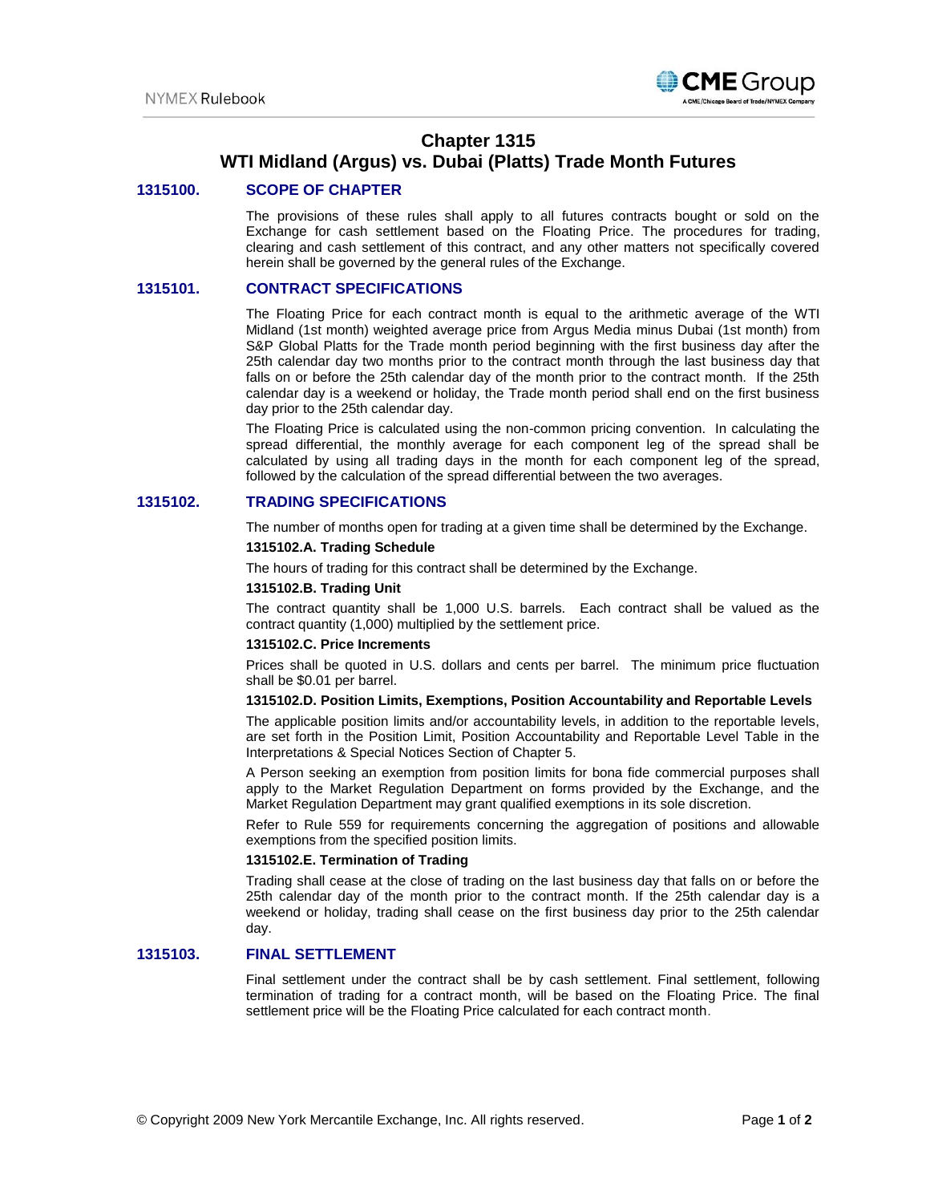# Chapter 1315
# WTI Midland (Argus) vs. Dubai (Platts) Trade Month Futures

## 1315100. SCOPE OF CHAPTER

The provisions of these rules shall apply to all futures contracts bought or sold on the Exchange for cash settlement based on the Floating Price. The procedures for trading, clearing and cash settlement of this contract, and any other matters not specifically covered herein shall be governed by the general rules of the Exchange.

## 1315101. CONTRACT SPECIFICATIONS

The Floating Price for each contract month is equal to the arithmetic average of the WTI Midland (1st month) weighted average price from Argus Media minus Dubai (1st month) from S&P Global Platts for the Trade month period beginning with the first business day after the 25th calendar day two months prior to the contract month through the last business day that falls on or before the 25th calendar day of the month prior to the contract month. If the 25th calendar day is a weekend or holiday, the Trade month period shall end on the first business day prior to the 25th calendar day.

The Floating Price is calculated using the non-common pricing convention. In calculating the spread differential, the monthly average for each component leg of the spread shall be calculated by using all trading days in the month for each component leg of the spread, followed by the calculation of the spread differential between the two averages.

## 1315102. TRADING SPECIFICATIONS

The number of months open for trading at a given time shall be determined by the Exchange.

**1315102.A. Trading Schedule**

The hours of trading for this contract shall be determined by the Exchange.

**1315102.B. Trading Unit**

The contract quantity shall be 1,000 U.S. barrels. Each contract shall be valued as the contract quantity (1,000) multiplied by the settlement price.

**1315102.C. Price Increments**

Prices shall be quoted in U.S. dollars and cents per barrel. The minimum price fluctuation shall be $0.01 per barrel.

**1315102.D. Position Limits, Exemptions, Position Accountability and Reportable Levels**

The applicable position limits and/or accountability levels, in addition to the reportable levels, are set forth in the Position Limit, Position Accountability and Reportable Level Table in the Interpretations & Special Notices Section of Chapter 5.

A Person seeking an exemption from position limits for bona fide commercial purposes shall apply to the Market Regulation Department on forms provided by the Exchange, and the Market Regulation Department may grant qualified exemptions in its sole discretion.

Refer to Rule 559 for requirements concerning the aggregation of positions and allowable exemptions from the specified position limits.

**1315102.E. Termination of Trading**

Trading shall cease at the close of trading on the last business day that falls on or before the 25th calendar day of the month prior to the contract month. If the 25th calendar day is a weekend or holiday, trading shall cease on the first business day prior to the 25th calendar day.

## 1315103. FINAL SETTLEMENT

Final settlement under the contract shall be by cash settlement. Final settlement, following termination of trading for a contract month, will be based on the Floating Price. The final settlement price will be the Floating Price calculated for each contract month.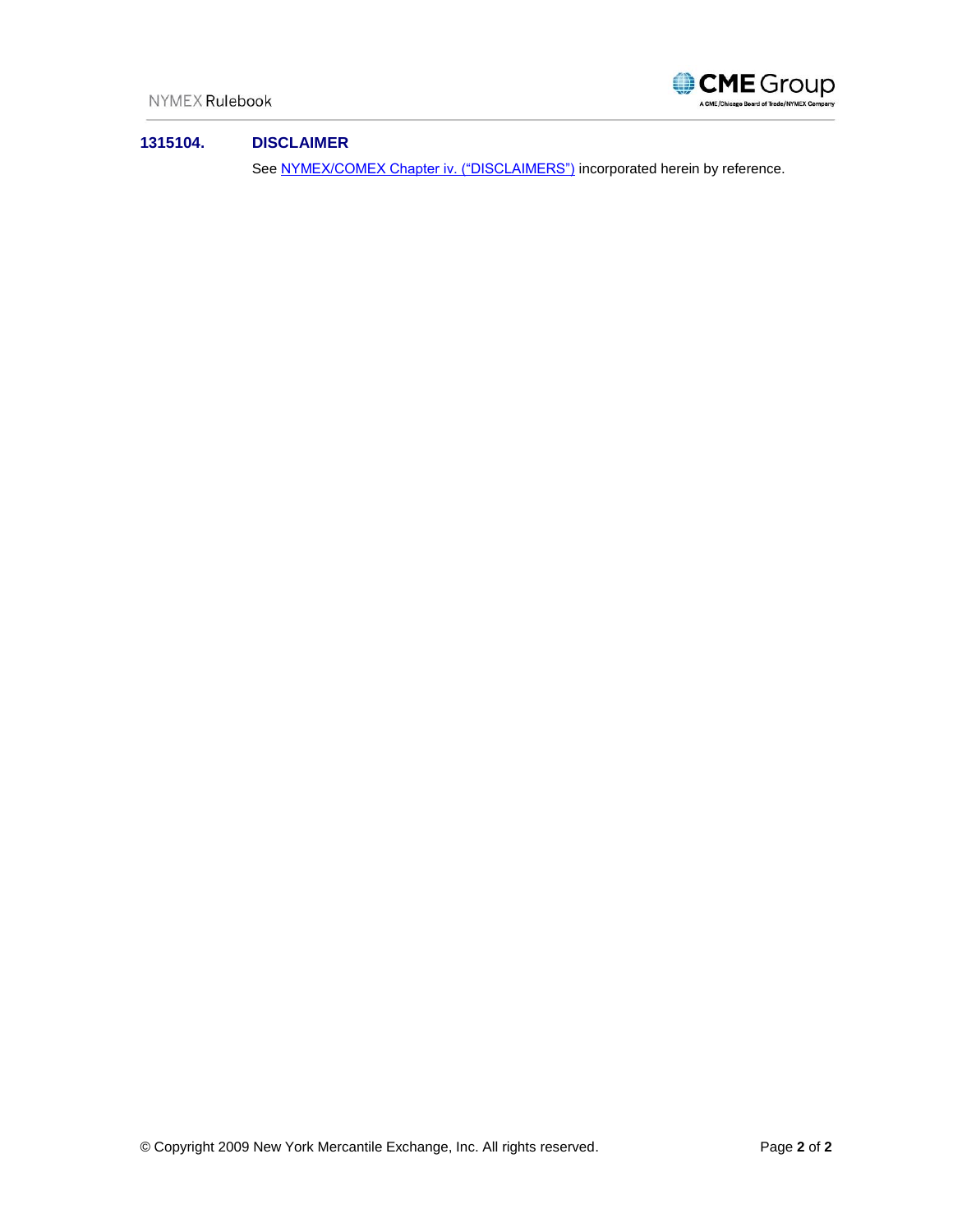## 1315104. DISCLAIMER

See NYMEX/COMEX Chapter iv. (“DISCLAIMERS”) incorporated herein by reference.